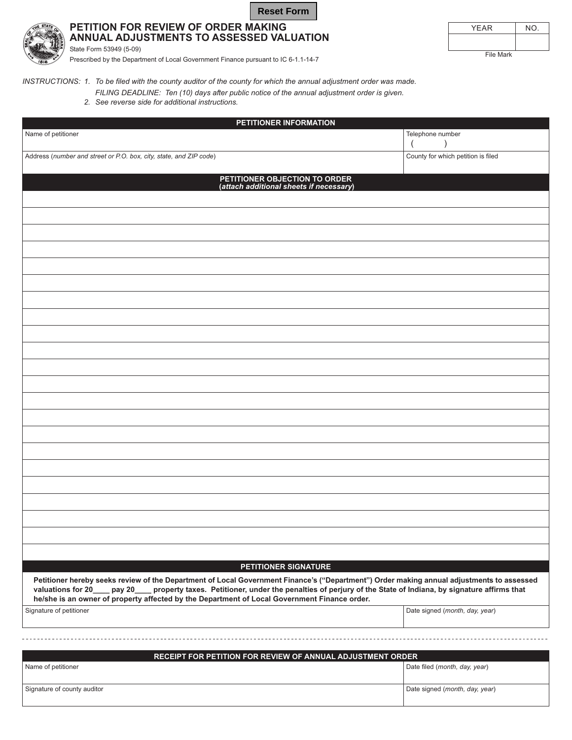Reset Form

# PETITION FOR REVIEW OF ORDER MAKING ANNUAL ADJUSTMENTS TO ASSESSED VALUATION

State Form 53949 (5-09)

Prescribed by the Department of Local Government Finance pursuant to IC 6-1.1-14-7

| YEAR | NO. |
|---|---|
| | |

File Mark

*INSTRUCTIONS: 1. To be filed with the county auditor of the county for which the annual adjustment order was made.*
*FILING DEADLINE: Ten (10) days after public notice of the annual adjustment order is given.*
*2. See reverse side for additional instructions.*

| PETITIONER INFORMATION | |
|---|---|
| Name of petitioner | Telephone number ( ) |
| Address (*number and street or P.O. box, city, state, and ZIP code*) | County for which petition is filed |

**PETITIONER OBJECTION TO ORDER**
**(*attach additional sheets if necessary*)**

**PETITIONER SIGNATURE**

**Petitioner hereby seeks review of the Department of Local Government Finance's ("Department") Order making annual adjustments to assessed valuations for 20____ pay 20____ property taxes. Petitioner, under the penalties of perjury of the State of Indiana, by signature affirms that he/she is an owner of property affected by the Department of Local Government Finance order.**

| Signature of petitioner | Date signed (*month, day, year*) |
|---|---|
| | |

| RECEIPT FOR PETITION FOR REVIEW OF ANNUAL ADJUSTMENT ORDER | |
|---|---|
| Name of petitioner | Date filed (*month, day, year*) |
| Signature of county auditor | Date signed (*month, day, year*) |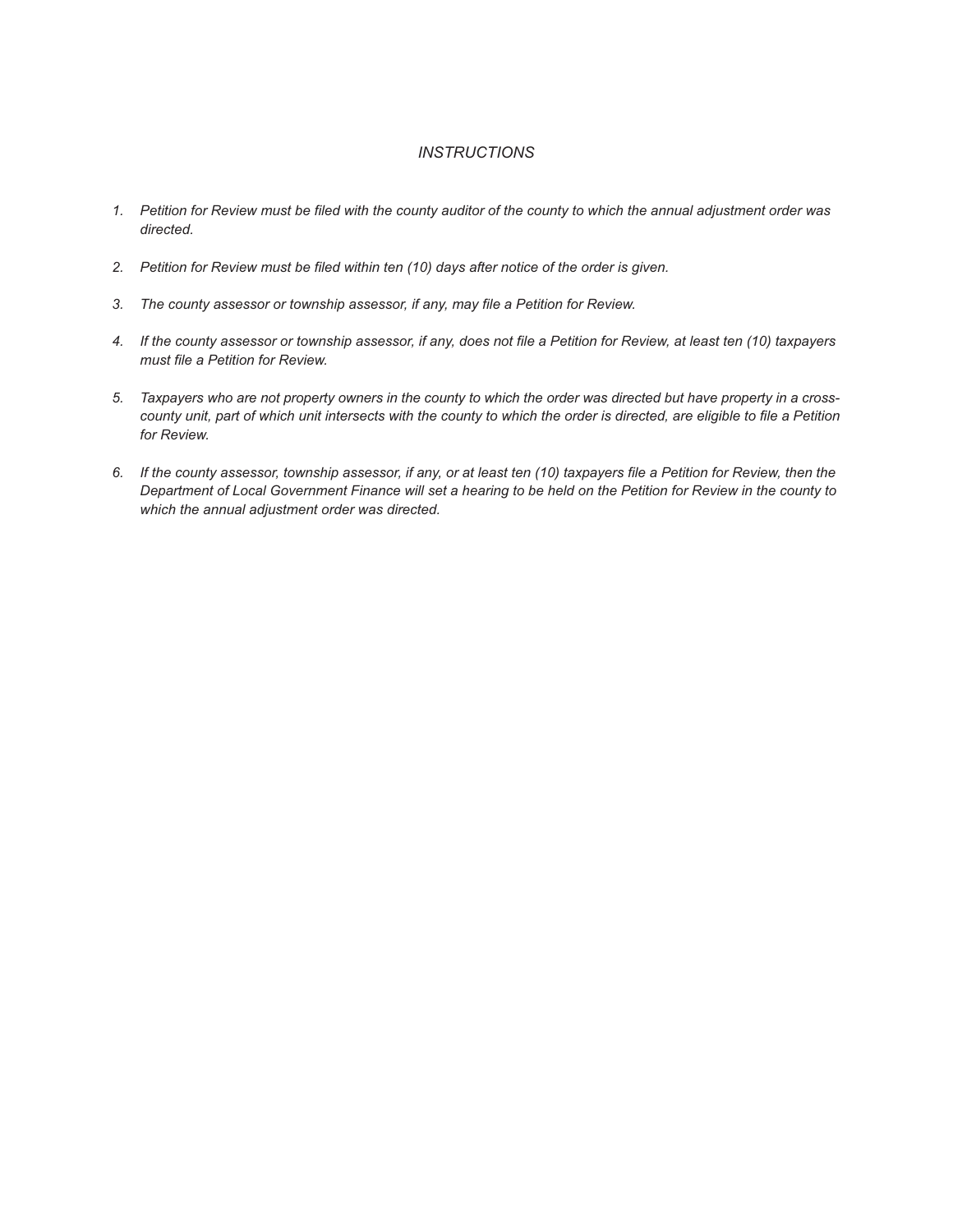## *INSTRUCTIONS*

1. *Petition for Review must be filed with the county auditor of the county to which the annual adjustment order was directed.*

2. *Petition for Review must be filed within ten (10) days after notice of the order is given.*

3. *The county assessor or township assessor, if any, may file a Petition for Review.*

4. *If the county assessor or township assessor, if any, does not file a Petition for Review, at least ten (10) taxpayers must file a Petition for Review.*

5. *Taxpayers who are not property owners in the county to which the order was directed but have property in a cross-county unit, part of which unit intersects with the county to which the order is directed, are eligible to file a Petition for Review.*

6. *If the county assessor, township assessor, if any, or at least ten (10) taxpayers file a Petition for Review, then the Department of Local Government Finance will set a hearing to be held on the Petition for Review in the county to which the annual adjustment order was directed.*